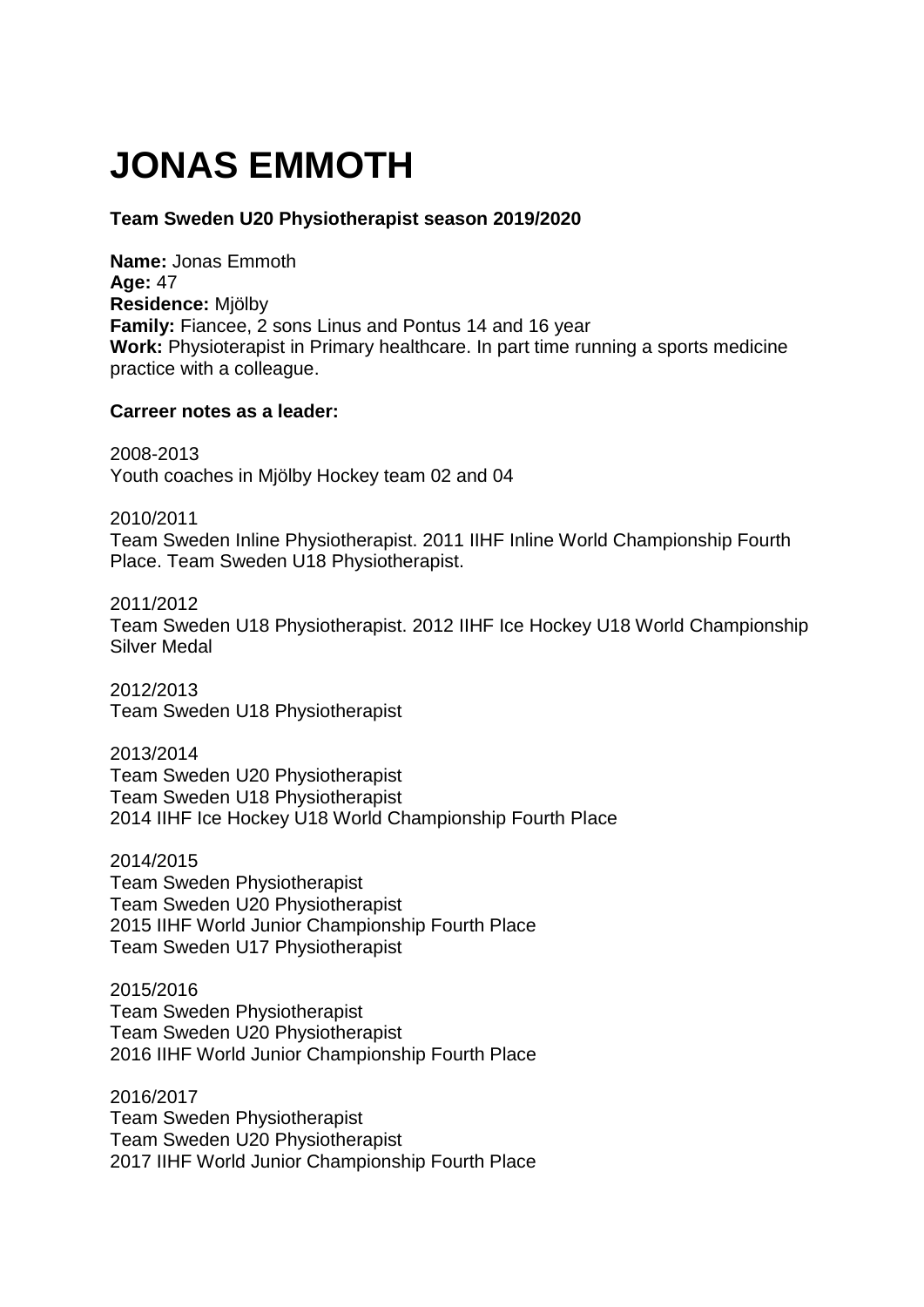# JONAS EMMOTH

**Team Sweden U20 Physiotherapist season 2019/2020**

**Name:** Jonas Emmoth
**Age:** 47
**Residence:** Mjölby
**Family:** Fiancee, 2 sons Linus and Pontus 14 and 16 year
**Work:** Physioterapist in Primary healthcare. In part time running a sports medicine practice with a colleague.

**Carreer notes as a leader:**

2008-2013
Youth coaches in Mjölby Hockey team 02 and 04

2010/2011
Team Sweden Inline Physiotherapist. 2011 IIHF Inline World Championship Fourth Place. Team Sweden U18 Physiotherapist.

2011/2012
Team Sweden U18 Physiotherapist. 2012 IIHF Ice Hockey U18 World Championship Silver Medal

2012/2013
Team Sweden U18 Physiotherapist

2013/2014
Team Sweden U20 Physiotherapist
Team Sweden U18 Physiotherapist
2014 IIHF Ice Hockey U18 World Championship Fourth Place

2014/2015
Team Sweden Physiotherapist
Team Sweden U20 Physiotherapist
2015 IIHF World Junior Championship Fourth Place
Team Sweden U17 Physiotherapist

2015/2016
Team Sweden Physiotherapist
Team Sweden U20 Physiotherapist
2016 IIHF World Junior Championship Fourth Place

2016/2017
Team Sweden Physiotherapist
Team Sweden U20 Physiotherapist
2017 IIHF World Junior Championship Fourth Place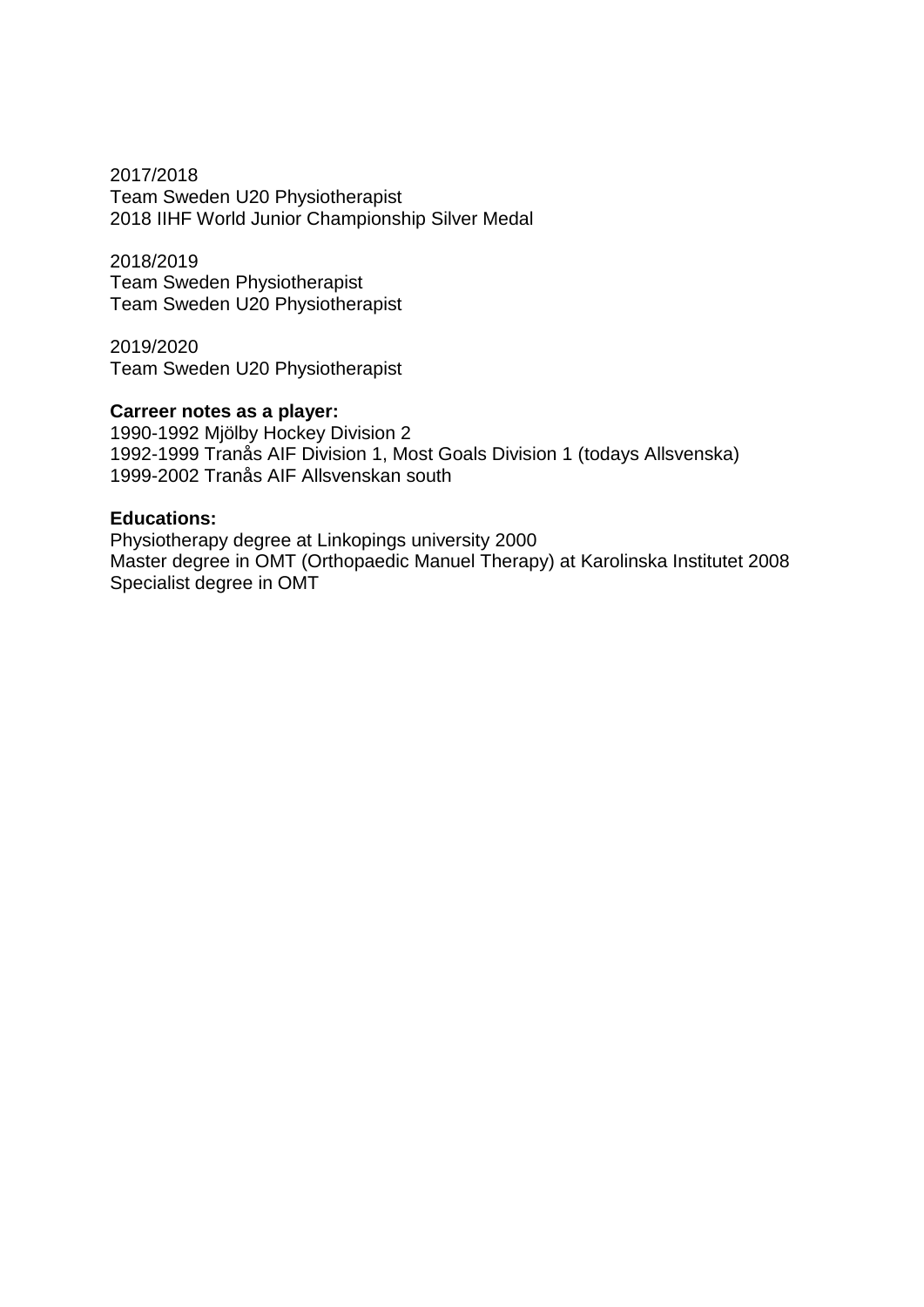2017/2018
Team Sweden U20 Physiotherapist
2018 IIHF World Junior Championship Silver Medal

2018/2019
Team Sweden Physiotherapist
Team Sweden U20 Physiotherapist

2019/2020
Team Sweden U20 Physiotherapist

**Carreer notes as a player:**
1990-1992 Mjölby Hockey Division 2
1992-1999 Tranås AIF Division 1, Most Goals Division 1 (todays Allsvenska)
1999-2002 Tranås AIF Allsvenskan south

**Educations:**
Physiotherapy degree at Linkopings university 2000
Master degree in OMT (Orthopaedic Manuel Therapy) at Karolinska Institutet 2008
Specialist degree in OMT